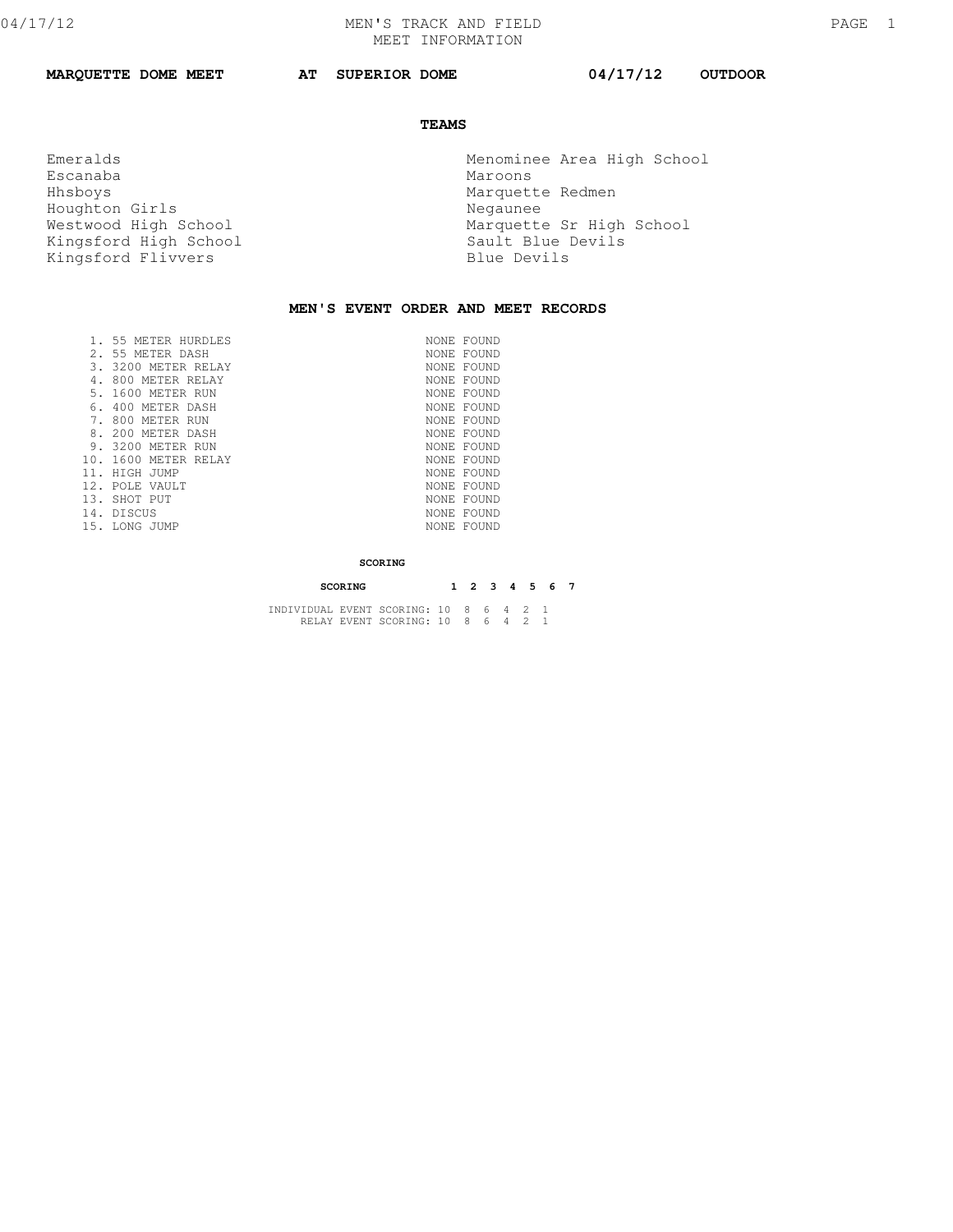# MEN'S TRACK AND FIELD
## MEET INFORMATION

**MARQUETTE DOME MEET AT SUPERIOR DOME 04/17/12 OUTDOOR**

### TEAMS

- Emeralds
- Escanaba
- Hhsboys
- Houghton Girls
- Westwood High School
- Kingsford High School
- Kingsford Flivvers
- Menominee Area High School
- Maroons
- Marquette Redmen
- Negaunee
- Marquette Sr High School
- Sault Blue Devils
- Blue Devils

### MEN'S EVENT ORDER AND MEET RECORDS

| Event | Record |
|---|---|
| 1. 55 METER HURDLES | NONE FOUND |
| 2. 55 METER DASH | NONE FOUND |
| 3. 3200 METER RELAY | NONE FOUND |
| 4. 800 METER RELAY | NONE FOUND |
| 5. 1600 METER RUN | NONE FOUND |
| 6. 400 METER DASH | NONE FOUND |
| 7. 800 METER RUN | NONE FOUND |
| 8. 200 METER DASH | NONE FOUND |
| 9. 3200 METER RUN | NONE FOUND |
| 10. 1600 METER RELAY | NONE FOUND |
| 11. HIGH JUMP | NONE FOUND |
| 12. POLE VAULT | NONE FOUND |
| 13. SHOT PUT | NONE FOUND |
| 14. DISCUS | NONE FOUND |
| 15. LONG JUMP | NONE FOUND |

### SCORING

| SCORING | 1 | 2 | 3 | 4 | 5 | 6 | 7 |
|---|---|---|---|---|---|---|---|
| INDIVIDUAL EVENT SCORING: | 10 | 8 | 6 | 4 | 2 | 1 | |
| RELAY EVENT SCORING: | 10 | 8 | 6 | 4 | 2 | 1 | |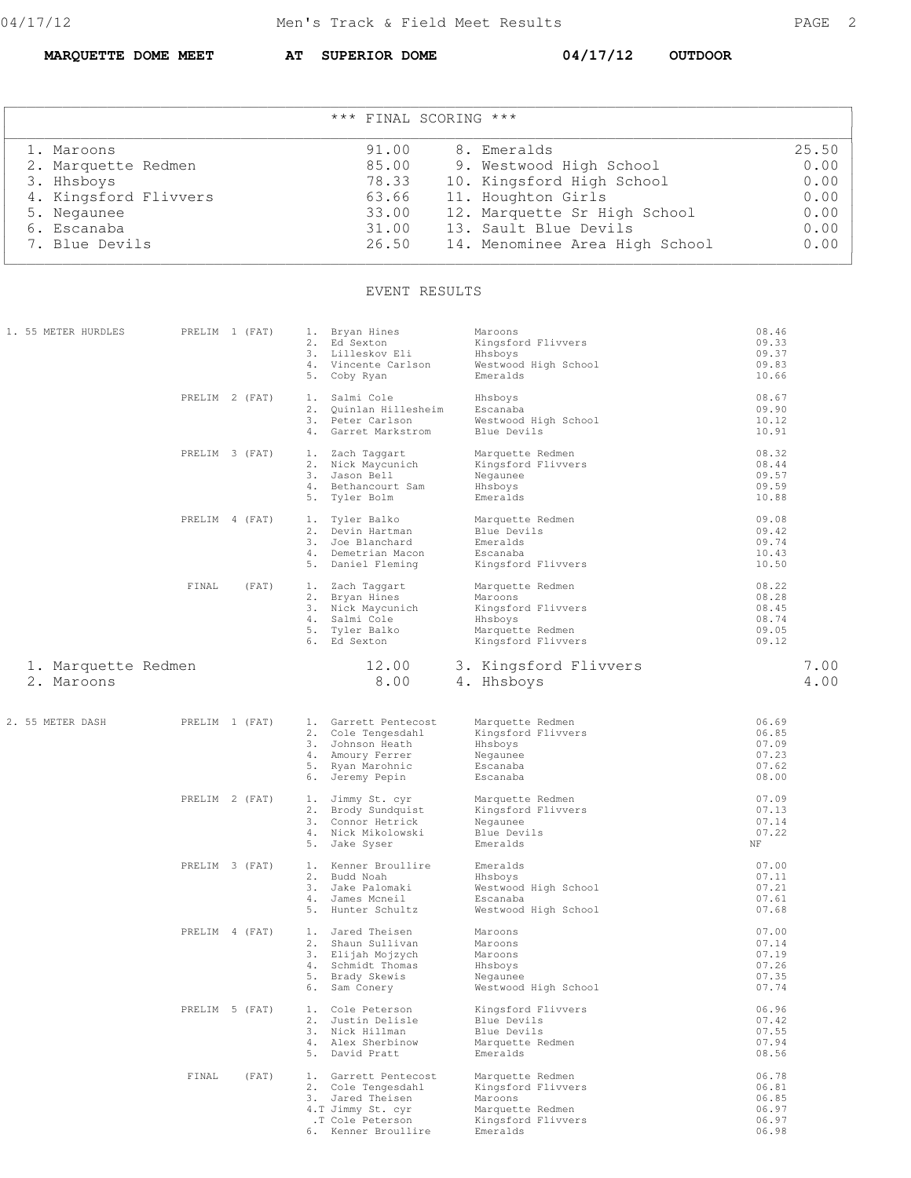**MARQUETTE DOME MEET** **AT SUPERIOR DOME** **04/17/12** **OUTDOOR**

### *** FINAL SCORING ***

| Place | Team | Score | Place | Team | Score |
|---|---|---|---|---|---|
| 1. | Maroons | 91.00 | 8. | Emeralds | 25.50 |
| 2. | Marquette Redmen | 85.00 | 9. | Westwood High School | 0.00 |
| 3. | Hhsboys | 78.33 | 10. | Kingsford High School | 0.00 |
| 4. | Kingsford Flivvers | 63.66 | 11. | Houghton Girls | 0.00 |
| 5. | Negaunee | 33.00 | 12. | Marquette Sr High School | 0.00 |
| 6. | Escanaba | 31.00 | 13. | Sault Blue Devils | 0.00 |
| 7. | Blue Devils | 26.50 | 14. | Menominee Area High School | 0.00 |

### EVENT RESULTS

#### 1. 55 METER HURDLES

| Heat | Place | Name | Team | Time |
|---|---|---|---|---|
| PRELIM 1 (FAT) | 1. | Bryan Hines | Maroons | 08.46 |
| | 2. | Ed Sexton | Kingsford Flivvers | 09.33 |
| | 3. | Lilleskov Eli | Hhsboys | 09.37 |
| | 4. | Vincente Carlson | Westwood High School | 09.83 |
| | 5. | Coby Ryan | Emeralds | 10.66 |
| PRELIM 2 (FAT) | 1. | Salmi Cole | Hhsboys | 08.67 |
| | 2. | Quinlan Hillesheim | Escanaba | 09.90 |
| | 3. | Peter Carlson | Westwood High School | 10.12 |
| | 4. | Garret Markstrom | Blue Devils | 10.91 |
| PRELIM 3 (FAT) | 1. | Zach Taggart | Marquette Redmen | 08.32 |
| | 2. | Nick Maycunich | Kingsford Flivvers | 08.44 |
| | 3. | Jason Bell | Negaunee | 09.57 |
| | 4. | Bethancourt Sam | Hhsboys | 09.59 |
| | 5. | Tyler Bolm | Emeralds | 10.88 |
| PRELIM 4 (FAT) | 1. | Tyler Balko | Marquette Redmen | 09.08 |
| | 2. | Devin Hartman | Blue Devils | 09.42 |
| | 3. | Joe Blanchard | Emeralds | 09.74 |
| | 4. | Demetrian Macon | Escanaba | 10.43 |
| | 5. | Daniel Fleming | Kingsford Flivvers | 10.50 |
| FINAL (FAT) | 1. | Zach Taggart | Marquette Redmen | 08.22 |
| | 2. | Bryan Hines | Maroons | 08.28 |
| | 3. | Nick Maycunich | Kingsford Flivvers | 08.45 |
| | 4. | Salmi Cole | Hhsboys | 08.74 |
| | 5. | Tyler Balko | Marquette Redmen | 09.05 |
| | 6. | Ed Sexton | Kingsford Flivvers | 09.12 |

| Place | Team | Score | Place | Team | Score |
|---|---|---|---|---|---|
| 1. | Marquette Redmen | 12.00 | 3. | Kingsford Flivvers | 7.00 |
| 2. | Maroons | 8.00 | 4. | Hhsboys | 4.00 |

#### 2. 55 METER DASH

| Heat | Place | Name | Team | Time |
|---|---|---|---|---|
| PRELIM 1 (FAT) | 1. | Garrett Pentecost | Marquette Redmen | 06.69 |
| | 2. | Cole Tengesdahl | Kingsford Flivvers | 06.85 |
| | 3. | Johnson Heath | Hhsboys | 07.09 |
| | 4. | Amoury Ferrer | Negaunee | 07.23 |
| | 5. | Ryan Marohnic | Escanaba | 07.62 |
| | 6. | Jeremy Pepin | Escanaba | 08.00 |
| PRELIM 2 (FAT) | 1. | Jimmy St. cyr | Marquette Redmen | 07.09 |
| | 2. | Brody Sundquist | Kingsford Flivvers | 07.13 |
| | 3. | Connor Hetrick | Negaunee | 07.14 |
| | 4. | Nick Mikolowski | Blue Devils | 07.22 |
| | 5. | Jake Syser | Emeralds | NF |
| PRELIM 3 (FAT) | 1. | Kenner Broullire | Emeralds | 07.00 |
| | 2. | Budd Noah | Hhsboys | 07.11 |
| | 3. | Jake Palomaki | Westwood High School | 07.21 |
| | 4. | James Mcneil | Escanaba | 07.61 |
| | 5. | Hunter Schultz | Westwood High School | 07.68 |
| PRELIM 4 (FAT) | 1. | Jared Theisen | Maroons | 07.00 |
| | 2. | Shaun Sullivan | Maroons | 07.14 |
| | 3. | Elijah Mojzych | Maroons | 07.19 |
| | 4. | Schmidt Thomas | Hhsboys | 07.26 |
| | 5. | Brady Skewis | Negaunee | 07.35 |
| | 6. | Sam Conery | Westwood High School | 07.74 |
| PRELIM 5 (FAT) | 1. | Cole Peterson | Kingsford Flivvers | 06.96 |
| | 2. | Justin Delisle | Blue Devils | 07.42 |
| | 3. | Nick Hillman | Blue Devils | 07.55 |
| | 4. | Alex Sherbinow | Marquette Redmen | 07.94 |
| | 5. | David Pratt | Emeralds | 08.56 |
| FINAL (FAT) | 1. | Garrett Pentecost | Marquette Redmen | 06.78 |
| | 2. | Cole Tengesdahl | Kingsford Flivvers | 06.81 |
| | 3. | Jared Theisen | Maroons | 06.85 |
| | 4.T | Jimmy St. cyr | Marquette Redmen | 06.97 |
| | .T | Cole Peterson | Kingsford Flivvers | 06.97 |
| | 6. | Kenner Broullire | Emeralds | 06.98 |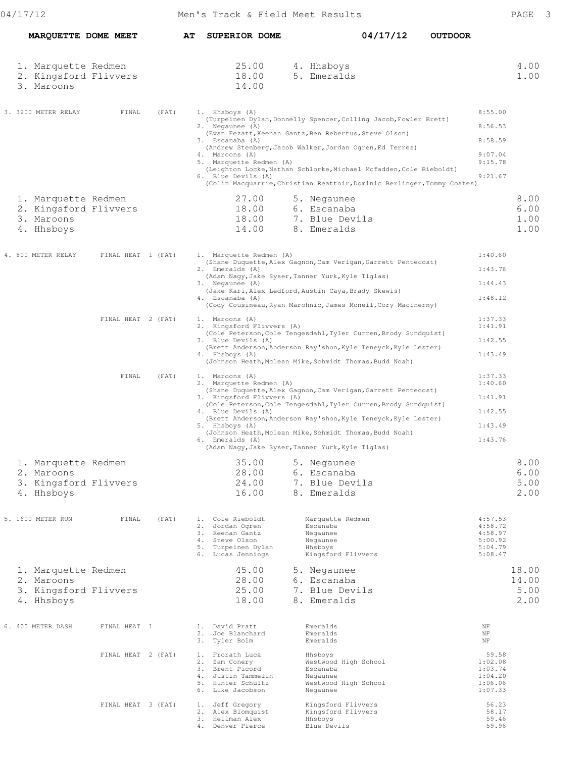**MARQUETTE DOME MEET AT SUPERIOR DOME 04/17/12 OUTDOOR**

| Team | Score | Team | Score |
|---|---|---|---|
| 1. Marquette Redmen | 25.00 | 4. Hhsboys | 4.00 |
| 2. Kingsford Flivvers | 18.00 | 5. Emeralds | 1.00 |
| 3. Maroons | 14.00 | | |

### 3. 3200 METER RELAY FINAL (FAT)

| Place | Team | Time |
|---|---|---|
| 1. | Hhsboys (A) (Turpeinen Dylan, Donnelly Spencer, Colling Jacob, Fowler Brett) | 8:55.00 |
| 2. | Negaunee (A) (Evan Fezatt, Keenan Gantz, Ben Rebertus, Steve Olson) | 8:56.53 |
| 3. | Escanaba (A) (Andrew Stenberg, Jacob Walker, Jordan Ogren, Ed Terres) | 8:58.59 |
| 4. | Maroons (A) | 9:07.04 |
| 5. | Marquette Redmen (A) (Leighton Locke, Nathan Schlorke, Michael Mcfadden, Cole Rieboldt) | 9:15.78 |
| 6. | Blue Devils (A) (Colin Macquarrie, Christian Reattoir, Dominic Berlinger, Tommy Coates) | 9:21.67 |

| Team | Score | Team | Score |
|---|---|---|---|
| 1. Marquette Redmen | 27.00 | 5. Negaunee | 8.00 |
| 2. Kingsford Flivvers | 18.00 | 6. Escanaba | 6.00 |
| 3. Maroons | 18.00 | 7. Blue Devils | 1.00 |
| 4. Hhsboys | 14.00 | 8. Emeralds | 1.00 |

### 4. 800 METER RELAY

**FINAL HEAT 1 (FAT)**

| Place | Team | Time |
|---|---|---|
| 1. | Marquette Redmen (A) (Shane Duquette, Alex Gagnon, Cam Verigan, Garrett Pentecost) | 1:40.60 |
| 2. | Emeralds (A) (Adam Nagy, Jake Syser, Tanner Yurk, Kyle Tiglas) | 1:43.76 |
| 3. | Negaunee (A) (Jake Kari, Alex Ledford, Austin Caya, Brady Skewis) | 1:44.43 |
| 4. | Escanaba (A) (Cody Cousineau, Ryan Marohnic, James Mcneil, Cory Macinerny) | 1:48.12 |

**FINAL HEAT 2 (FAT)**

| Place | Team | Time |
|---|---|---|
| 1. | Maroons (A) | 1:37.33 |
| 2. | Kingsford Flivvers (A) (Cole Peterson, Cole Tengesdahl, Tyler Curren, Brody Sundquist) | 1:41.91 |
| 3. | Blue Devils (A) (Brett Anderson, Anderson Ray'shon, Kyle Teneyck, Kyle Lester) | 1:42.55 |
| 4. | Hhsboys (A) (Johnson Heath, Mclean Mike, Schmidt Thomas, Budd Noah) | 1:43.49 |

**FINAL (FAT)**

| Place | Team | Time |
|---|---|---|
| 1. | Maroons (A) | 1:37.33 |
| 2. | Marquette Redmen (A) (Shane Duquette, Alex Gagnon, Cam Verigan, Garrett Pentecost) | 1:40.60 |
| 3. | Kingsford Flivvers (A) (Cole Peterson, Cole Tengesdahl, Tyler Curren, Brody Sundquist) | 1:41.91 |
| 4. | Blue Devils (A) (Brett Anderson, Anderson Ray'shon, Kyle Teneyck, Kyle Lester) | 1:42.55 |
| 5. | Hhsboys (A) (Johnson Heath, Mclean Mike, Schmidt Thomas, Budd Noah) | 1:43.49 |
| 6. | Emeralds (A) (Adam Nagy, Jake Syser, Tanner Yurk, Kyle Tiglas) | 1:43.76 |

| Team | Score | Team | Score |
|---|---|---|---|
| 1. Marquette Redmen | 35.00 | 5. Negaunee | 8.00 |
| 2. Maroons | 28.00 | 6. Escanaba | 6.00 |
| 3. Kingsford Flivvers | 24.00 | 7. Blue Devils | 5.00 |
| 4. Hhsboys | 16.00 | 8. Emeralds | 2.00 |

### 5. 1600 METER RUN FINAL (FAT)

| Place | Name | Team | Time |
|---|---|---|---|
| 1. | Cole Rieboldt | Marquette Redmen | 4:57.53 |
| 2. | Jordan Ogren | Escanaba | 4:58.72 |
| 3. | Keenan Gantz | Negaunee | 4:58.97 |
| 4. | Steve Olson | Negaunee | 5:00.92 |
| 5. | Turpeinen Dylan | Hhsboys | 5:04.79 |
| 6. | Lucas Jennings | Kingsford Flivvers | 5:08.47 |

| Team | Score | Team | Score |
|---|---|---|---|
| 1. Marquette Redmen | 45.00 | 5. Negaunee | 18.00 |
| 2. Maroons | 28.00 | 6. Escanaba | 14.00 |
| 3. Kingsford Flivvers | 25.00 | 7. Blue Devils | 5.00 |
| 4. Hhsboys | 18.00 | 8. Emeralds | 2.00 |

### 6. 400 METER DASH

**FINAL HEAT 1**

| Place | Name | Team | Time |
|---|---|---|---|
| 1. | David Pratt | Emeralds | NF |
| 2. | Joe Blanchard | Emeralds | NF |
| 3. | Tyler Bolm | Emeralds | NF |

**FINAL HEAT 2 (FAT)**

| Place | Name | Team | Time |
|---|---|---|---|
| 1. | Frorath Luca | Hhsboys | 59.58 |
| 2. | Sam Conery | Westwood High School | 1:02.08 |
| 3. | Brent Picord | Escanaba | 1:03.74 |
| 4. | Justin Tammelin | Negaunee | 1:04.20 |
| 5. | Hunter Schultz | Westwood High School | 1:06.06 |
| 6. | Luke Jacobson | Negaunee | 1:07.33 |

**FINAL HEAT 3 (FAT)**

| Place | Name | Team | Time |
|---|---|---|---|
| 1. | Jeff Gregory | Kingsford Flivvers | 56.23 |
| 2. | Alex Blomquist | Kingsford Flivvers | 58.17 |
| 3. | Hellman Alex | Hhsboys | 59.46 |
| 4. | Denver Pierce | Blue Devils | 59.96 |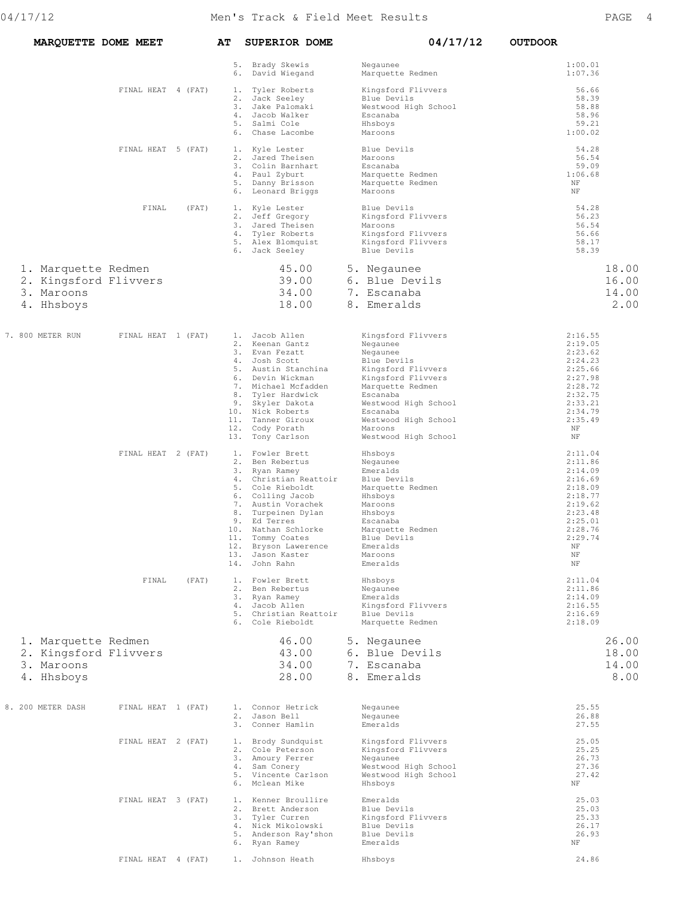**MARQUETTE DOME MEET AT SUPERIOR DOME 04/17/12 OUTDOOR**

| Event | Heat | Place | Name | Team | Time |
|---|---|---|---|---|---|
| | | 5. | Brady Skewis | Negaunee | 1:00.01 |
| | | 6. | David Wiegand | Marquette Redmen | 1:07.36 |
| | FINAL HEAT 4 (FAT) | 1. | Tyler Roberts | Kingsford Flivvers | 56.66 |
| | | 2. | Jack Seeley | Blue Devils | 58.39 |
| | | 3. | Jake Palomaki | Westwood High School | 58.88 |
| | | 4. | Jacob Walker | Escanaba | 58.96 |
| | | 5. | Salmi Cole | Hhsboys | 59.21 |
| | | 6. | Chase Lacombe | Maroons | 1:00.02 |
| | FINAL HEAT 5 (FAT) | 1. | Kyle Lester | Blue Devils | 54.28 |
| | | 2. | Jared Theisen | Maroons | 56.54 |
| | | 3. | Colin Barnhart | Escanaba | 59.09 |
| | | 4. | Paul Zyburt | Marquette Redmen | 1:06.68 |
| | | 5. | Danny Brisson | Marquette Redmen | NF |
| | | 6. | Leonard Briggs | Maroons | NF |
| | FINAL (FAT) | 1. | Kyle Lester | Blue Devils | 54.28 |
| | | 2. | Jeff Gregory | Kingsford Flivvers | 56.23 |
| | | 3. | Jared Theisen | Maroons | 56.54 |
| | | 4. | Tyler Roberts | Kingsford Flivvers | 56.66 |
| | | 5. | Alex Blomquist | Kingsford Flivvers | 58.17 |
| | | 6. | Jack Seeley | Blue Devils | 58.39 |

| Team | Score | Team | Score |
|---|---|---|---|
| 1. Marquette Redmen | 45.00 | 5. Negaunee | 18.00 |
| 2. Kingsford Flivvers | 39.00 | 6. Blue Devils | 16.00 |
| 3. Maroons | 34.00 | 7. Escanaba | 14.00 |
| 4. Hhsboys | 18.00 | 8. Emeralds | 2.00 |

| Event | Heat | Place | Name | Team | Time |
|---|---|---|---|---|---|
| 7. 800 METER RUN | FINAL HEAT 1 (FAT) | 1. | Jacob Allen | Kingsford Flivvers | 2:16.55 |
| | | 2. | Keenan Gantz | Negaunee | 2:19.05 |
| | | 3. | Evan Fezatt | Negaunee | 2:23.62 |
| | | 4. | Josh Scott | Blue Devils | 2:24.23 |
| | | 5. | Austin Stanchina | Kingsford Flivvers | 2:25.66 |
| | | 6. | Devin Wickman | Kingsford Flivvers | 2:27.98 |
| | | 7. | Michael Mcfadden | Marquette Redmen | 2:28.72 |
| | | 8. | Tyler Hardwick | Escanaba | 2:32.75 |
| | | 9. | Skyler Dakota | Westwood High School | 2:33.21 |
| | | 10. | Nick Roberts | Escanaba | 2:34.79 |
| | | 11. | Tanner Giroux | Westwood High School | 2:35.49 |
| | | 12. | Cody Porath | Maroons | NF |
| | | 13. | Tony Carlson | Westwood High School | NF |
| | FINAL HEAT 2 (FAT) | 1. | Fowler Brett | Hhsboys | 2:11.04 |
| | | 2. | Ben Rebertus | Negaunee | 2:11.86 |
| | | 3. | Ryan Ramey | Emeralds | 2:14.09 |
| | | 4. | Christian Reattoir | Blue Devils | 2:16.69 |
| | | 5. | Cole Rieboldt | Marquette Redmen | 2:18.09 |
| | | 6. | Colling Jacob | Hhsboys | 2:18.77 |
| | | 7. | Austin Vorachek | Maroons | 2:19.62 |
| | | 8. | Turpeinen Dylan | Hhsboys | 2:23.48 |
| | | 9. | Ed Terres | Escanaba | 2:25.01 |
| | | 10. | Nathan Schlorke | Marquette Redmen | 2:28.76 |
| | | 11. | Tommy Coates | Blue Devils | 2:29.74 |
| | | 12. | Bryson Lawerence | Emeralds | NF |
| | | 13. | Jason Kaster | Maroons | NF |
| | | 14. | John Rahn | Emeralds | NF |
| | FINAL (FAT) | 1. | Fowler Brett | Hhsboys | 2:11.04 |
| | | 2. | Ben Rebertus | Negaunee | 2:11.86 |
| | | 3. | Ryan Ramey | Emeralds | 2:14.09 |
| | | 4. | Jacob Allen | Kingsford Flivvers | 2:16.55 |
| | | 5. | Christian Reattoir | Blue Devils | 2:16.69 |
| | | 6. | Cole Rieboldt | Marquette Redmen | 2:18.09 |

| Team | Score | Team | Score |
|---|---|---|---|
| 1. Marquette Redmen | 46.00 | 5. Negaunee | 26.00 |
| 2. Kingsford Flivvers | 43.00 | 6. Blue Devils | 18.00 |
| 3. Maroons | 34.00 | 7. Escanaba | 14.00 |
| 4. Hhsboys | 28.00 | 8. Emeralds | 8.00 |

| Event | Heat | Place | Name | Team | Time |
|---|---|---|---|---|---|
| 8. 200 METER DASH | FINAL HEAT 1 (FAT) | 1. | Connor Hetrick | Negaunee | 25.55 |
| | | 2. | Jason Bell | Negaunee | 26.88 |
| | | 3. | Conner Hamlin | Emeralds | 27.55 |
| | FINAL HEAT 2 (FAT) | 1. | Brody Sundquist | Kingsford Flivvers | 25.05 |
| | | 2. | Cole Peterson | Kingsford Flivvers | 25.25 |
| | | 3. | Amoury Ferrer | Negaunee | 26.73 |
| | | 4. | Sam Conery | Westwood High School | 27.36 |
| | | 5. | Vincente Carlson | Westwood High School | 27.42 |
| | | 6. | Mclean Mike | Hhsboys | NF |
| | FINAL HEAT 3 (FAT) | 1. | Kenner Broullire | Emeralds | 25.03 |
| | | 2. | Brett Anderson | Blue Devils | 25.03 |
| | | 3. | Tyler Curren | Kingsford Flivvers | 25.33 |
| | | 4. | Nick Mikolowski | Blue Devils | 26.17 |
| | | 5. | Anderson Ray'shon | Blue Devils | 26.93 |
| | | 6. | Ryan Ramey | Emeralds | NF |
| | FINAL HEAT 4 (FAT) | 1. | Johnson Heath | Hhsboys | 24.86 |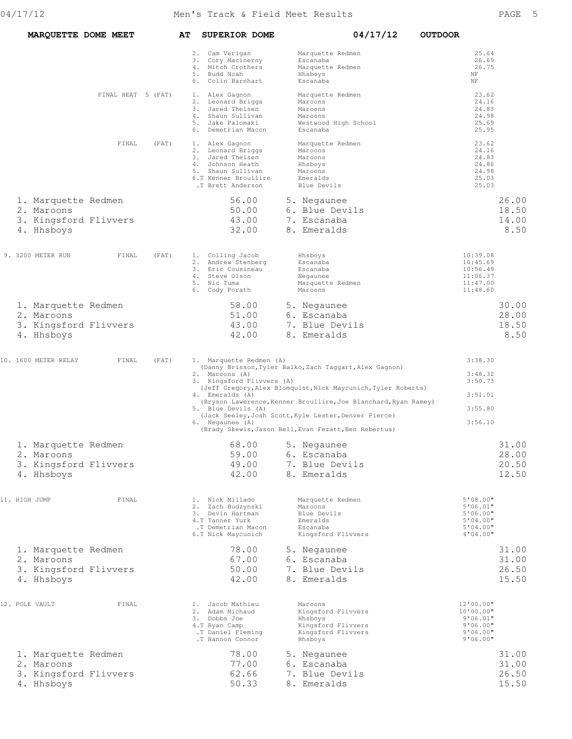**MARQUETTE DOME MEET AT SUPERIOR DOME 04/17/12 OUTDOOR**

| | Place | Name | Team | Mark |
|---|---|---|---|---|
| | 2. | Cam Verigan | Marquette Redmen | 25.64 |
| | 3. | Cory Macinerny | Escanaba | 26.69 |
| | 4. | Mitch Crothers | Marquette Redmen | 26.75 |
| | 5. | Budd Noah | Hhsboys | NF |
| | 6. | Colin Barnhart | Escanaba | NF |
| FINAL HEAT 5 (FAT) | 1. | Alex Gagnon | Marquette Redmen | 23.62 |
| | 2. | Leonard Briggs | Maroons | 24.16 |
| | 3. | Jared Theisen | Maroons | 24.83 |
| | 4. | Shaun Sullivan | Maroons | 24.98 |
| | 5. | Jake Palomaki | Westwood High School | 25.69 |
| | 6. | Demetrian Macon | Escanaba | 25.95 |
| FINAL (FAT) | 1. | Alex Gagnon | Marquette Redmen | 23.62 |
| | 2. | Leonard Briggs | Maroons | 24.16 |
| | 3. | Jared Theisen | Maroons | 24.83 |
| | 4. | Johnson Heath | Hhsboys | 24.86 |
| | 5. | Shaun Sullivan | Maroons | 24.98 |
| | 6.T | Kenner Broullire | Emeralds | 25.03 |
| | .T | Brett Anderson | Blue Devils | 25.03 |

| Team | Score | Team | Score |
|---|---|---|---|
| 1. Marquette Redmen | 56.00 | 5. Negaunee | 26.00 |
| 2. Maroons | 50.00 | 6. Blue Devils | 18.50 |
| 3. Kingsford Flivvers | 43.00 | 7. Escanaba | 14.00 |
| 4. Hhsboys | 32.00 | 8. Emeralds | 8.50 |

**9. 3200 METER RUN FINAL (FAT)**

| Place | Name | Team | Mark |
|---|---|---|---|
| 1. | Colling Jacob | Hhsboys | 10:39.08 |
| 2. | Andrew Stenberg | Escanaba | 10:45.69 |
| 3. | Eric Cousineau | Escanaba | 10:56.49 |
| 4. | Steve Olson | Negaunee | 11:06.37 |
| 5. | Nic Tuma | Marquette Redmen | 11:47.00 |
| 6. | Cody Porath | Maroons | 11:48.60 |

| Team | Score | Team | Score |
|---|---|---|---|
| 1. Marquette Redmen | 58.00 | 5. Negaunee | 30.00 |
| 2. Maroons | 51.00 | 6. Escanaba | 28.00 |
| 3. Kingsford Flivvers | 43.00 | 7. Blue Devils | 18.50 |
| 4. Hhsboys | 42.00 | 8. Emeralds | 8.50 |

**10. 1600 METER RELAY FINAL (FAT)**

| Place | Team | Runners | Mark |
|---|---|---|---|
| 1. | Marquette Redmen (A) | Danny Brisson, Tyler Balko, Zach Taggart, Alex Gagnon | 3:38.30 |
| 2. | Maroons (A) | | 3:48.32 |
| 3. | Kingsford Flivvers (A) | Jeff Gregory, Alex Blomquist, Nick Maycunich, Tyler Roberts | 3:50.73 |
| 4. | Emeralds (A) | Bryson Lawerence, Kenner Broullire, Joe Blanchard, Ryan Ramey | 3:51.01 |
| 5. | Blue Devils (A) | Jack Seeley, Josh Scott, Kyle Lester, Denver Pierce | 3:55.80 |
| 6. | Negaunee (A) | Brady Skewis, Jason Bell, Evan Fezatt, Ben Rebertus | 3:56.10 |

| Team | Score | Team | Score |
|---|---|---|---|
| 1. Marquette Redmen | 68.00 | 5. Negaunee | 31.00 |
| 2. Maroons | 59.00 | 6. Escanaba | 28.00 |
| 3. Kingsford Flivvers | 49.00 | 7. Blue Devils | 20.50 |
| 4. Hhsboys | 42.00 | 8. Emeralds | 12.50 |

**11. HIGH JUMP FINAL**

| Place | Name | Team | Mark |
|---|---|---|---|
| 1. | Nick Millado | Marquette Redmen | 5'08.00" |
| 2. | Zach Budzynski | Maroons | 5'06.01" |
| 3. | Devin Hartman | Blue Devils | 5'06.00" |
| 4.T | Tanner Yurk | Emeralds | 5'04.00" |
| .T | Demetrian Macon | Escanaba | 5'04.00" |
| 6.T | Nick Maycunich | Kingsford Flivvers | 4'04.00" |

| Team | Score | Team | Score |
|---|---|---|---|
| 1. Marquette Redmen | 78.00 | 5. Negaunee | 31.00 |
| 2. Maroons | 67.00 | 6. Escanaba | 31.00 |
| 3. Kingsford Flivvers | 50.00 | 7. Blue Devils | 26.50 |
| 4. Hhsboys | 42.00 | 8. Emeralds | 15.50 |

**12. POLE VAULT FINAL**

| Place | Name | Team | Mark |
|---|---|---|---|
| 1. | Jacob Mathieu | Maroons | 12'00.00" |
| 2. | Adam Michaud | Kingsford Flivvers | 10'00.00" |
| 3. | Dobbs Joe | Hhsboys | 9'06.01" |
| 4.T | Ryan Camp | Kingsford Flivvers | 9'06.00" |
| .T | Daniel Fleming | Kingsford Flivvers | 9'06.00" |
| .T | Hannon Connor | Hhsboys | 9'06.00" |

| Team | Score | Team | Score |
|---|---|---|---|
| 1. Marquette Redmen | 78.00 | 5. Negaunee | 31.00 |
| 2. Maroons | 77.00 | 6. Escanaba | 31.00 |
| 3. Kingsford Flivvers | 62.66 | 7. Blue Devils | 26.50 |
| 4. Hhsboys | 50.33 | 8. Emeralds | 15.50 |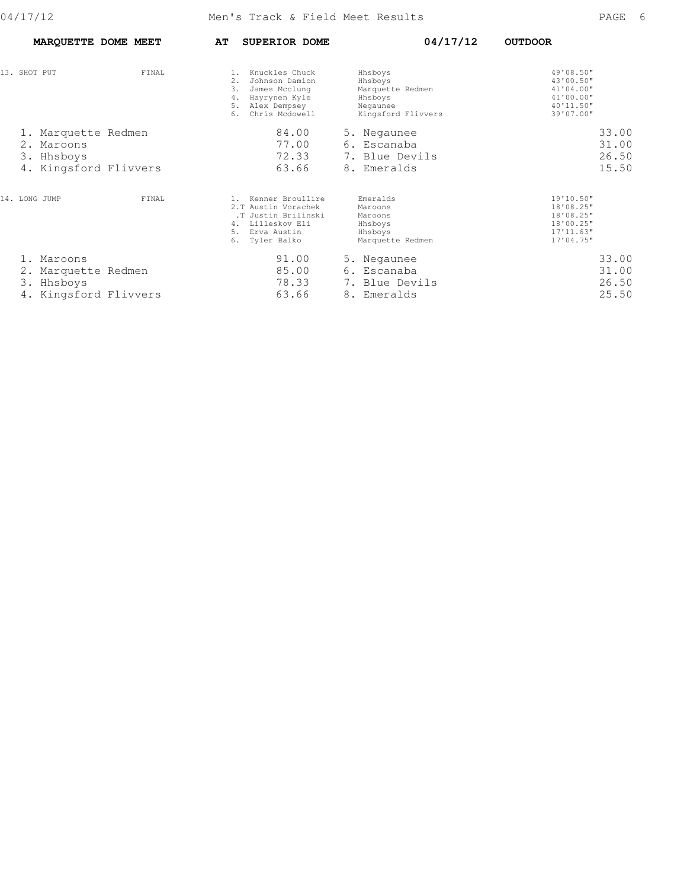**MARQUETTE DOME MEET** **AT SUPERIOR DOME** **04/17/12** **OUTDOOR**

13. SHOT PUT FINAL

| Place | Name | Team | Mark |
|---|---|---|---|
| 1. | Knuckles Chuck | Hhsboys | 49'08.50" |
| 2. | Johnson Damion | Hhsboys | 43'00.50" |
| 3. | James Mcclung | Marquette Redmen | 41'04.00" |
| 4. | Hayrynen Kyle | Hhsboys | 41'00.00" |
| 5. | Alex Dempsey | Negaunee | 40'11.50" |
| 6. | Chris Mcdowell | Kingsford Flivvers | 39'07.00" |

| | | | |
|---|---|---|---|
| 1. Marquette Redmen | 84.00 | 5. Negaunee | 33.00 |
| 2. Maroons | 77.00 | 6. Escanaba | 31.00 |
| 3. Hhsboys | 72.33 | 7. Blue Devils | 26.50 |
| 4. Kingsford Flivvers | 63.66 | 8. Emeralds | 15.50 |

14. LONG JUMP FINAL

| Place | Name | Team | Mark |
|---|---|---|---|
| 1. | Kenner Broullire | Emeralds | 19'10.50" |
| 2.T | Austin Vorachek | Maroons | 18'08.25" |
| .T | Justin Brilinski | Maroons | 18'08.25" |
| 4. | Lilleskov Eli | Hhsboys | 18'00.25" |
| 5. | Erva Austin | Hhsboys | 17'11.63" |
| 6. | Tyler Balko | Marquette Redmen | 17'04.75" |

| | | | |
|---|---|---|---|
| 1. Maroons | 91.00 | 5. Negaunee | 33.00 |
| 2. Marquette Redmen | 85.00 | 6. Escanaba | 31.00 |
| 3. Hhsboys | 78.33 | 7. Blue Devils | 26.50 |
| 4. Kingsford Flivvers | 63.66 | 8. Emeralds | 25.50 |